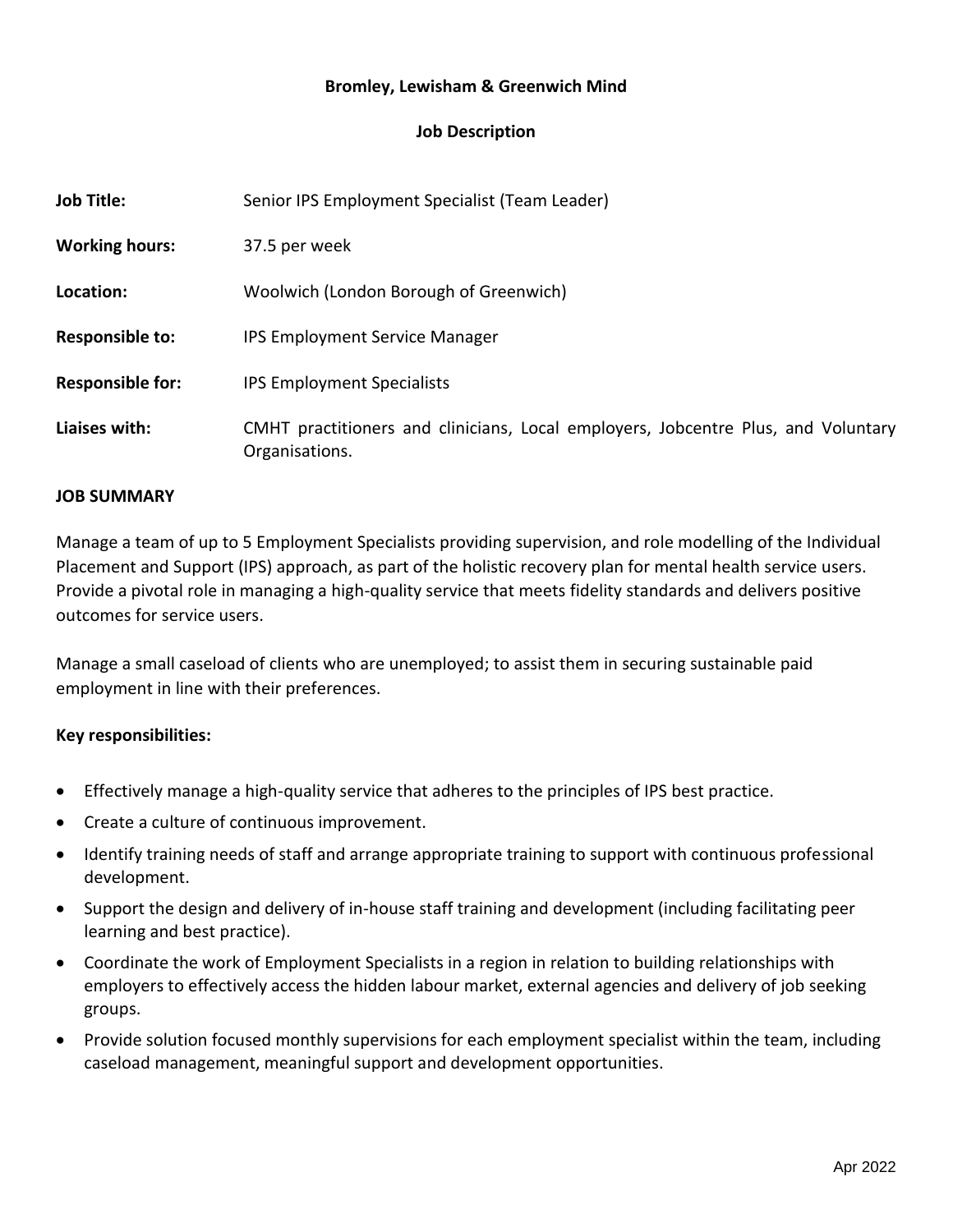**Bromley, Lewisham & Greenwich Mind**

**Job Description**

| | |
|---|---|
| **Job Title:** | Senior IPS Employment Specialist (Team Leader) |
| **Working hours:** | 37.5 per week |
| **Location:** | Woolwich (London Borough of Greenwich) |
| **Responsible to:** | IPS Employment Service Manager |
| **Responsible for:** | IPS Employment Specialists |
| **Liaises with:** | CMHT practitioners and clinicians, Local employers, Jobcentre Plus, and Voluntary Organisations. |

**JOB SUMMARY**

Manage a team of up to 5 Employment Specialists providing supervision, and role modelling of the Individual Placement and Support (IPS) approach, as part of the holistic recovery plan for mental health service users. Provide a pivotal role in managing a high-quality service that meets fidelity standards and delivers positive outcomes for service users.

Manage a small caseload of clients who are unemployed; to assist them in securing sustainable paid employment in line with their preferences.

**Key responsibilities:**

- Effectively manage a high-quality service that adheres to the principles of IPS best practice.
- Create a culture of continuous improvement.
- Identify training needs of staff and arrange appropriate training to support with continuous professional development.
- Support the design and delivery of in-house staff training and development (including facilitating peer learning and best practice).
- Coordinate the work of Employment Specialists in a region in relation to building relationships with employers to effectively access the hidden labour market, external agencies and delivery of job seeking groups.
- Provide solution focused monthly supervisions for each employment specialist within the team, including caseload management, meaningful support and development opportunities.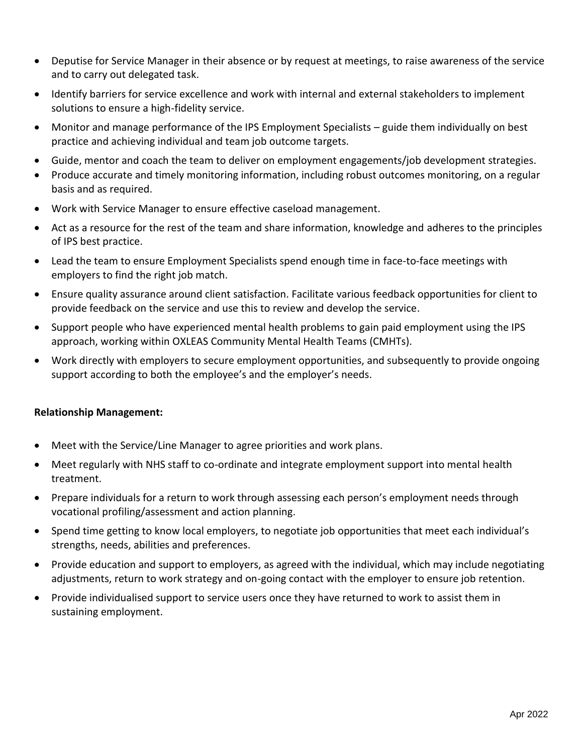- Deputise for Service Manager in their absence or by request at meetings, to raise awareness of the service and to carry out delegated task.
- Identify barriers for service excellence and work with internal and external stakeholders to implement solutions to ensure a high-fidelity service.
- Monitor and manage performance of the IPS Employment Specialists – guide them individually on best practice and achieving individual and team job outcome targets.
- Guide, mentor and coach the team to deliver on employment engagements/job development strategies.
- Produce accurate and timely monitoring information, including robust outcomes monitoring, on a regular basis and as required.
- Work with Service Manager to ensure effective caseload management.
- Act as a resource for the rest of the team and share information, knowledge and adheres to the principles of IPS best practice.
- Lead the team to ensure Employment Specialists spend enough time in face-to-face meetings with employers to find the right job match.
- Ensure quality assurance around client satisfaction. Facilitate various feedback opportunities for client to provide feedback on the service and use this to review and develop the service.
- Support people who have experienced mental health problems to gain paid employment using the IPS approach, working within OXLEAS Community Mental Health Teams (CMHTs).
- Work directly with employers to secure employment opportunities, and subsequently to provide ongoing support according to both the employee's and the employer's needs.

**Relationship Management:**

- Meet with the Service/Line Manager to agree priorities and work plans.
- Meet regularly with NHS staff to co-ordinate and integrate employment support into mental health treatment.
- Prepare individuals for a return to work through assessing each person's employment needs through vocational profiling/assessment and action planning.
- Spend time getting to know local employers, to negotiate job opportunities that meet each individual's strengths, needs, abilities and preferences.
- Provide education and support to employers, as agreed with the individual, which may include negotiating adjustments, return to work strategy and on-going contact with the employer to ensure job retention.
- Provide individualised support to service users once they have returned to work to assist them in sustaining employment.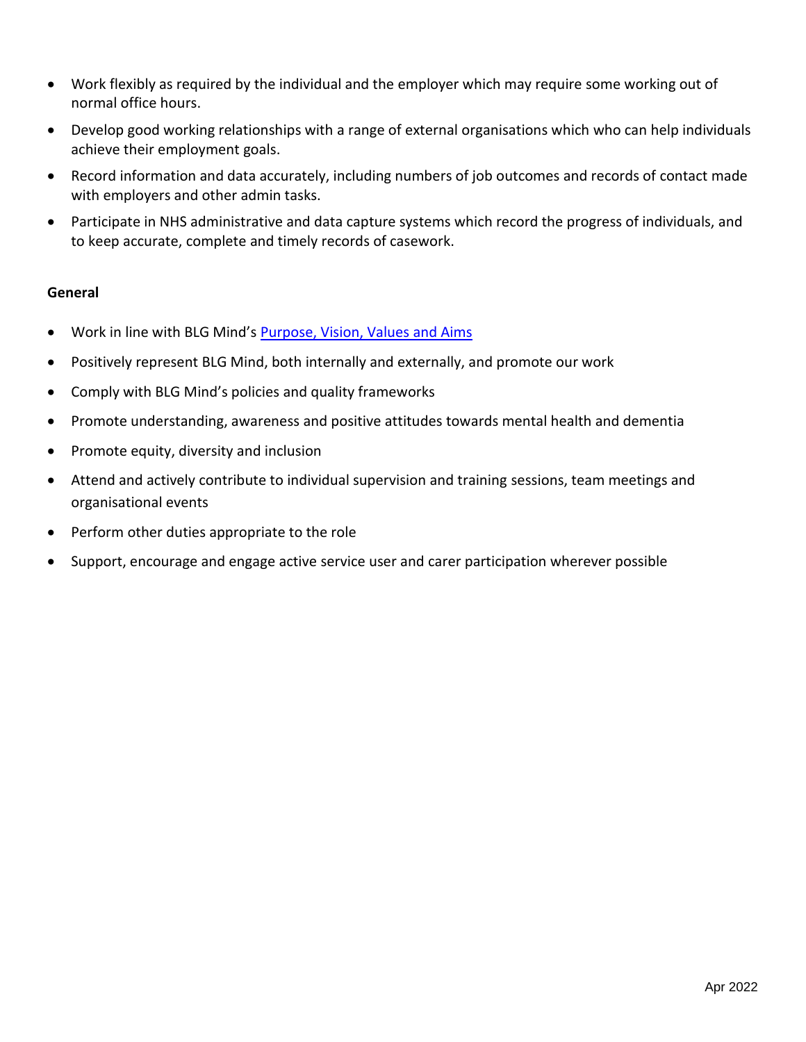- Work flexibly as required by the individual and the employer which may require some working out of normal office hours.
- Develop good working relationships with a range of external organisations which who can help individuals achieve their employment goals.
- Record information and data accurately, including numbers of job outcomes and records of contact made with employers and other admin tasks.
- Participate in NHS administrative and data capture systems which record the progress of individuals, and to keep accurate, complete and timely records of casework.

**General**

- Work in line with BLG Mind's Purpose, Vision, Values and Aims
- Positively represent BLG Mind, both internally and externally, and promote our work
- Comply with BLG Mind's policies and quality frameworks
- Promote understanding, awareness and positive attitudes towards mental health and dementia
- Promote equity, diversity and inclusion
- Attend and actively contribute to individual supervision and training sessions, team meetings and organisational events
- Perform other duties appropriate to the role
- Support, encourage and engage active service user and carer participation wherever possible

Apr 2022